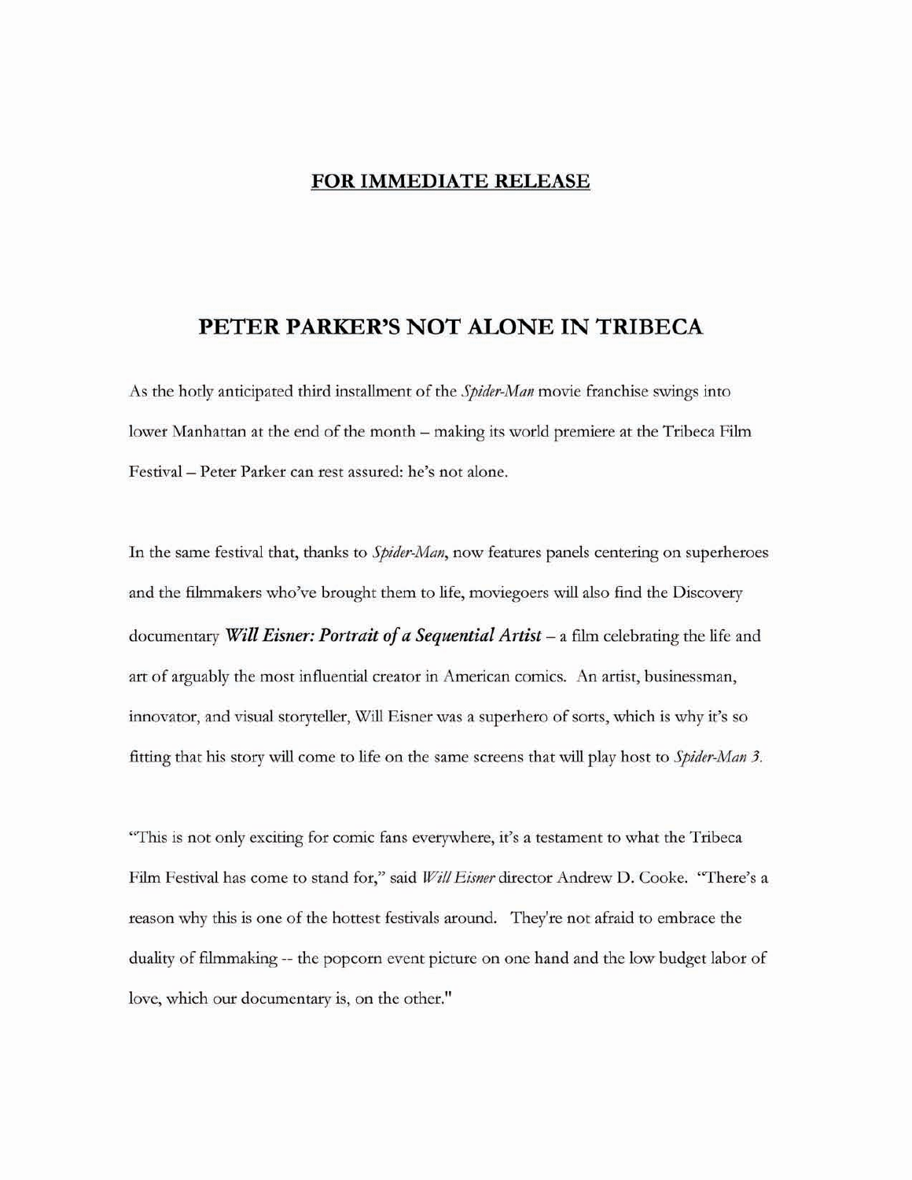**FOR IMMEDIATE RELEASE**

# PETER PARKER'S NOT ALONE IN TRIBECA

As the hotly anticipated third installment of the *Spider-Man* movie franchise swings into lower Manhattan at the end of the month – making its world premiere at the Tribeca Film Festival – Peter Parker can rest assured: he's not alone.

In the same festival that, thanks to *Spider-Man*, now features panels centering on superheroes and the filmmakers who've brought them to life, moviegoers will also find the Discovery documentary ***Will Eisner: Portrait of a Sequential Artist*** – a film celebrating the life and art of arguably the most influential creator in American comics. An artist, businessman, innovator, and visual storyteller, Will Eisner was a superhero of sorts, which is why it's so fitting that his story will come to life on the same screens that will play host to *Spider-Man 3.*

"This is not only exciting for comic fans everywhere, it's a testament to what the Tribeca Film Festival has come to stand for," said *Will Eisner* director Andrew D. Cooke. "There's a reason why this is one of the hottest festivals around. They're not afraid to embrace the duality of filmmaking -- the popcorn event picture on one hand and the low budget labor of love, which our documentary is, on the other."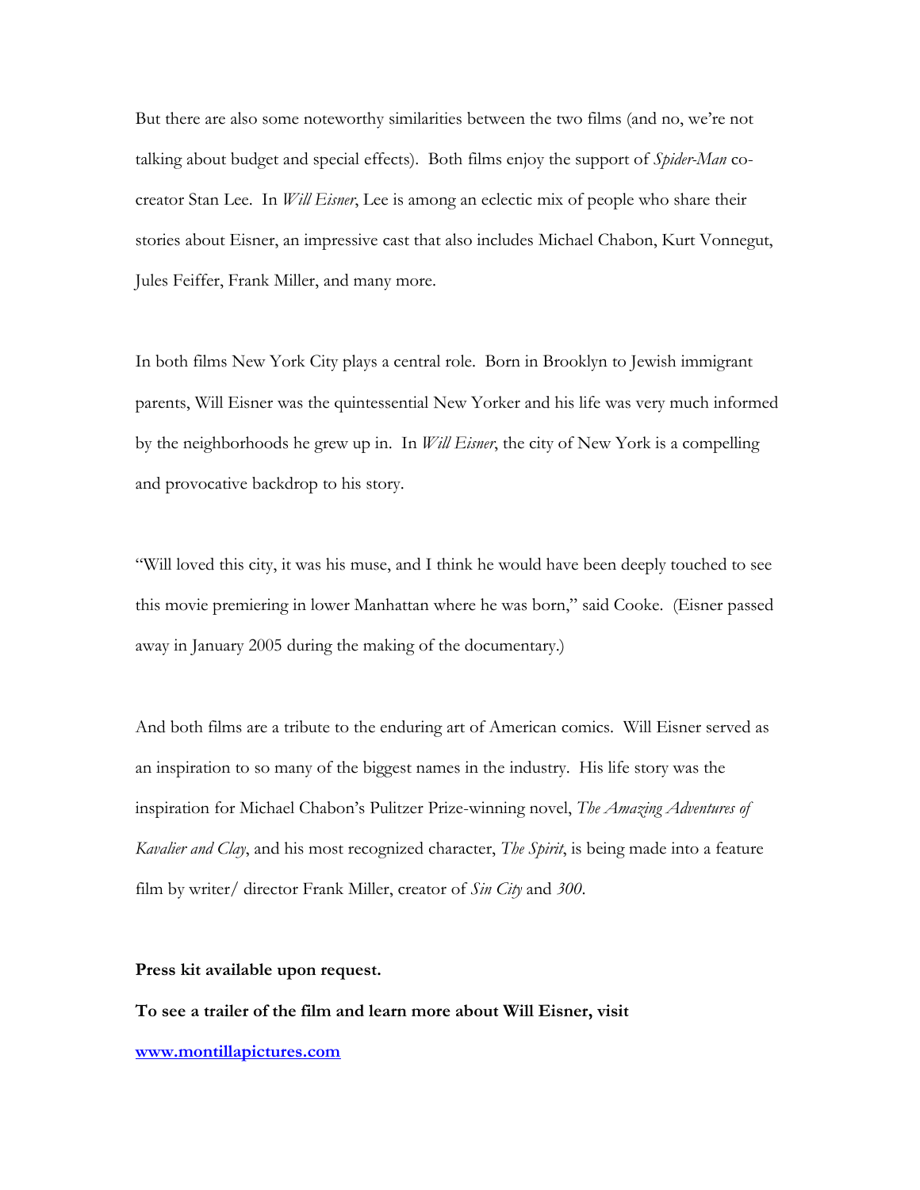But there are also some noteworthy similarities between the two films (and no, we're not talking about budget and special effects). Both films enjoy the support of *Spider-Man* co-creator Stan Lee. In *Will Eisner*, Lee is among an eclectic mix of people who share their stories about Eisner, an impressive cast that also includes Michael Chabon, Kurt Vonnegut, Jules Feiffer, Frank Miller, and many more.

In both films New York City plays a central role. Born in Brooklyn to Jewish immigrant parents, Will Eisner was the quintessential New Yorker and his life was very much informed by the neighborhoods he grew up in. In *Will Eisner*, the city of New York is a compelling and provocative backdrop to his story.

"Will loved this city, it was his muse, and I think he would have been deeply touched to see this movie premiering in lower Manhattan where he was born," said Cooke. (Eisner passed away in January 2005 during the making of the documentary.)

And both films are a tribute to the enduring art of American comics. Will Eisner served as an inspiration to so many of the biggest names in the industry. His life story was the inspiration for Michael Chabon's Pulitzer Prize-winning novel, *The Amazing Adventures of Kavalier and Clay*, and his most recognized character, *The Spirit*, is being made into a feature film by writer/ director Frank Miller, creator of *Sin City* and *300*.

**Press kit available upon request.**

**To see a trailer of the film and learn more about Will Eisner, visit**

**[www.montillapictures.com](http://www.montillapictures.com)**